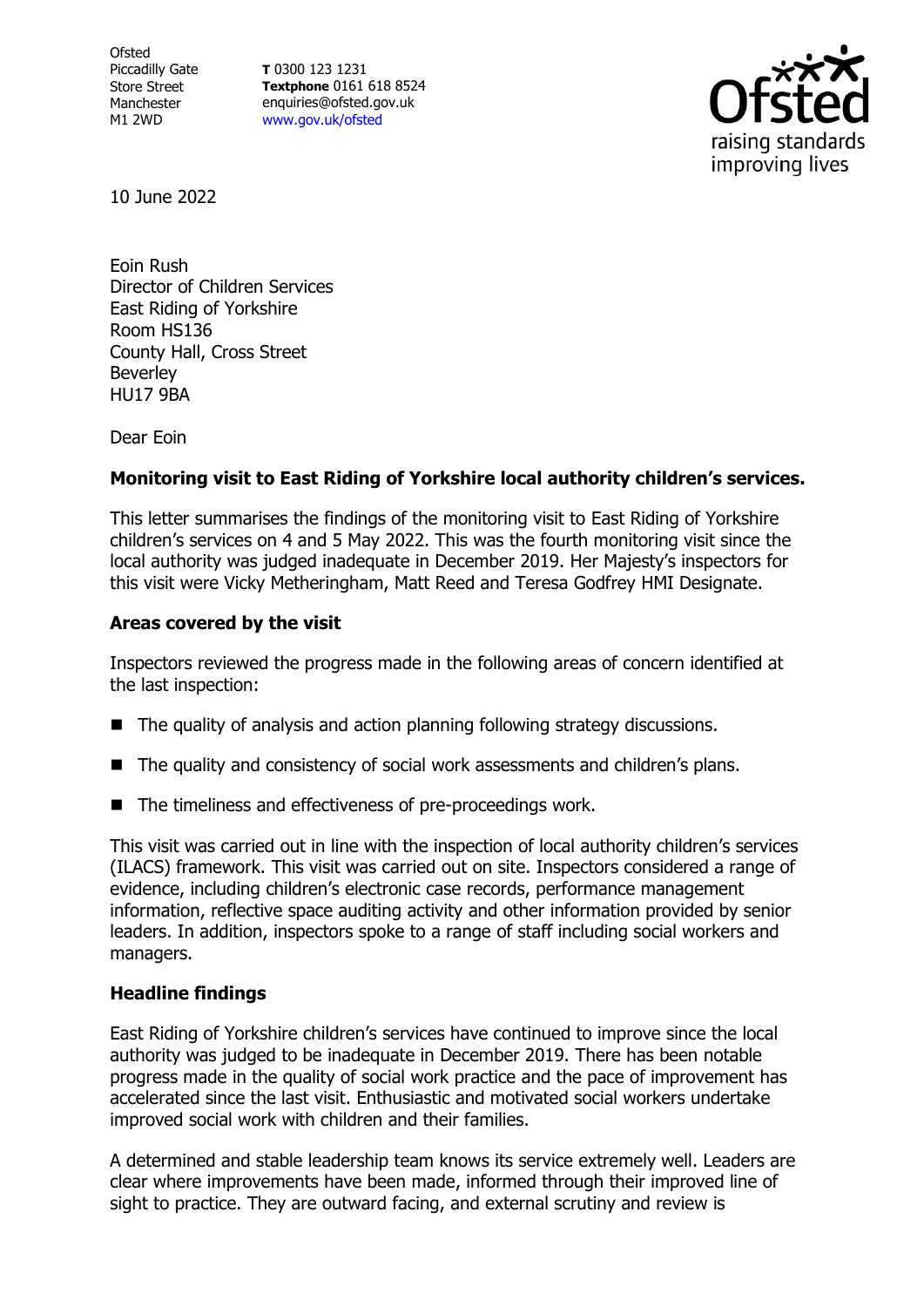Ofsted
Piccadilly Gate
Store Street
Manchester
M1 2WD

**T** 0300 123 1231
**Textphone** 0161 618 8524
enquiries@ofsted.gov.uk
www.gov.uk/ofsted

10 June 2022

Eoin Rush
Director of Children Services
East Riding of Yorkshire
Room HS136
County Hall, Cross Street
Beverley
HU17 9BA

Dear Eoin

**Monitoring visit to East Riding of Yorkshire local authority children's services.**

This letter summarises the findings of the monitoring visit to East Riding of Yorkshire children's services on 4 and 5 May 2022. This was the fourth monitoring visit since the local authority was judged inadequate in December 2019. Her Majesty's inspectors for this visit were Vicky Metheringham, Matt Reed and Teresa Godfrey HMI Designate.

**Areas covered by the visit**

Inspectors reviewed the progress made in the following areas of concern identified at the last inspection:

- The quality of analysis and action planning following strategy discussions.
- The quality and consistency of social work assessments and children's plans.
- The timeliness and effectiveness of pre-proceedings work.

This visit was carried out in line with the inspection of local authority children's services (ILACS) framework. This visit was carried out on site. Inspectors considered a range of evidence, including children's electronic case records, performance management information, reflective space auditing activity and other information provided by senior leaders. In addition, inspectors spoke to a range of staff including social workers and managers.

**Headline findings**

East Riding of Yorkshire children's services have continued to improve since the local authority was judged to be inadequate in December 2019. There has been notable progress made in the quality of social work practice and the pace of improvement has accelerated since the last visit. Enthusiastic and motivated social workers undertake improved social work with children and their families.

A determined and stable leadership team knows its service extremely well. Leaders are clear where improvements have been made, informed through their improved line of sight to practice. They are outward facing, and external scrutiny and review is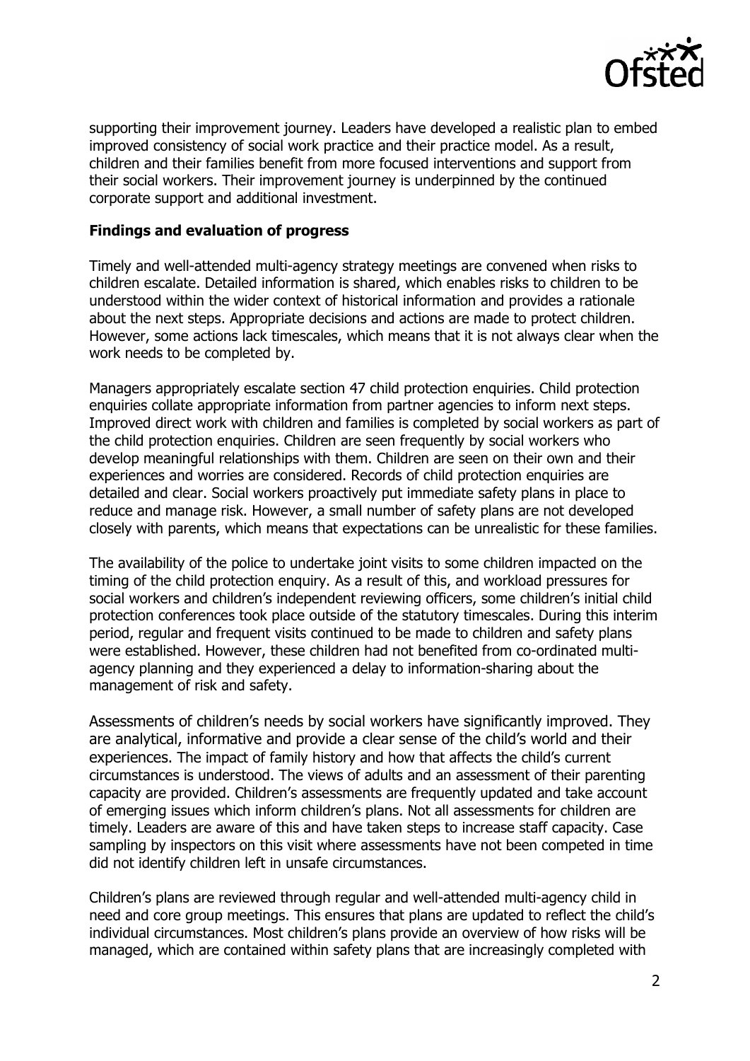supporting their improvement journey. Leaders have developed a realistic plan to embed improved consistency of social work practice and their practice model. As a result, children and their families benefit from more focused interventions and support from their social workers. Their improvement journey is underpinned by the continued corporate support and additional investment.

**Findings and evaluation of progress**

Timely and well-attended multi-agency strategy meetings are convened when risks to children escalate. Detailed information is shared, which enables risks to children to be understood within the wider context of historical information and provides a rationale about the next steps. Appropriate decisions and actions are made to protect children. However, some actions lack timescales, which means that it is not always clear when the work needs to be completed by.

Managers appropriately escalate section 47 child protection enquiries. Child protection enquiries collate appropriate information from partner agencies to inform next steps. Improved direct work with children and families is completed by social workers as part of the child protection enquiries. Children are seen frequently by social workers who develop meaningful relationships with them. Children are seen on their own and their experiences and worries are considered. Records of child protection enquiries are detailed and clear. Social workers proactively put immediate safety plans in place to reduce and manage risk. However, a small number of safety plans are not developed closely with parents, which means that expectations can be unrealistic for these families.

The availability of the police to undertake joint visits to some children impacted on the timing of the child protection enquiry. As a result of this, and workload pressures for social workers and children's independent reviewing officers, some children's initial child protection conferences took place outside of the statutory timescales. During this interim period, regular and frequent visits continued to be made to children and safety plans were established. However, these children had not benefited from co-ordinated multi-agency planning and they experienced a delay to information-sharing about the management of risk and safety.

Assessments of children's needs by social workers have significantly improved. They are analytical, informative and provide a clear sense of the child's world and their experiences. The impact of family history and how that affects the child's current circumstances is understood. The views of adults and an assessment of their parenting capacity are provided. Children's assessments are frequently updated and take account of emerging issues which inform children's plans. Not all assessments for children are timely. Leaders are aware of this and have taken steps to increase staff capacity. Case sampling by inspectors on this visit where assessments have not been competed in time did not identify children left in unsafe circumstances.

Children's plans are reviewed through regular and well-attended multi-agency child in need and core group meetings. This ensures that plans are updated to reflect the child's individual circumstances. Most children's plans provide an overview of how risks will be managed, which are contained within safety plans that are increasingly completed with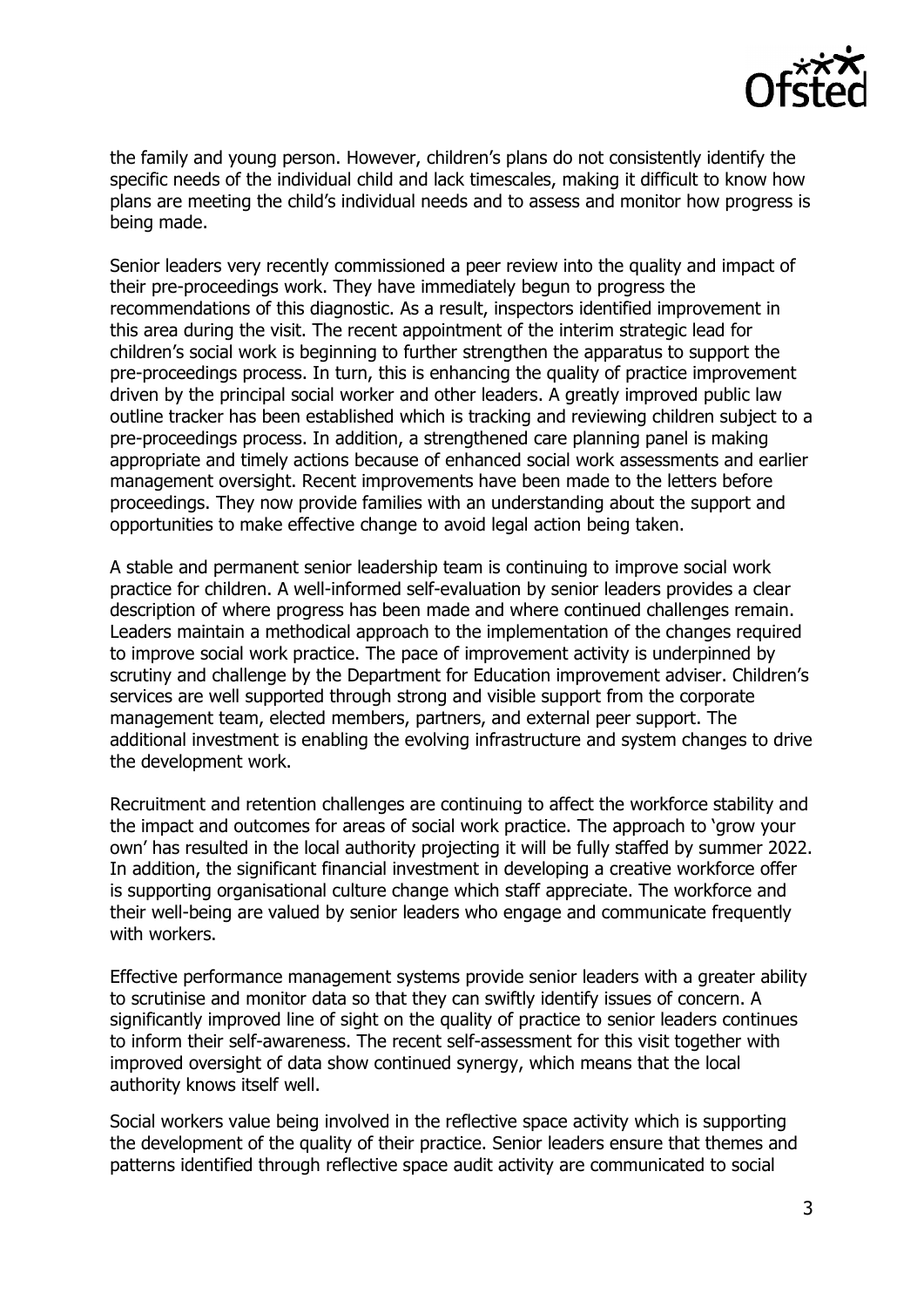the family and young person. However, children's plans do not consistently identify the specific needs of the individual child and lack timescales, making it difficult to know how plans are meeting the child's individual needs and to assess and monitor how progress is being made.

Senior leaders very recently commissioned a peer review into the quality and impact of their pre-proceedings work. They have immediately begun to progress the recommendations of this diagnostic. As a result, inspectors identified improvement in this area during the visit. The recent appointment of the interim strategic lead for children's social work is beginning to further strengthen the apparatus to support the pre-proceedings process. In turn, this is enhancing the quality of practice improvement driven by the principal social worker and other leaders. A greatly improved public law outline tracker has been established which is tracking and reviewing children subject to a pre-proceedings process. In addition, a strengthened care planning panel is making appropriate and timely actions because of enhanced social work assessments and earlier management oversight. Recent improvements have been made to the letters before proceedings. They now provide families with an understanding about the support and opportunities to make effective change to avoid legal action being taken.

A stable and permanent senior leadership team is continuing to improve social work practice for children. A well-informed self-evaluation by senior leaders provides a clear description of where progress has been made and where continued challenges remain. Leaders maintain a methodical approach to the implementation of the changes required to improve social work practice. The pace of improvement activity is underpinned by scrutiny and challenge by the Department for Education improvement adviser. Children's services are well supported through strong and visible support from the corporate management team, elected members, partners, and external peer support. The additional investment is enabling the evolving infrastructure and system changes to drive the development work.

Recruitment and retention challenges are continuing to affect the workforce stability and the impact and outcomes for areas of social work practice. The approach to 'grow your own' has resulted in the local authority projecting it will be fully staffed by summer 2022. In addition, the significant financial investment in developing a creative workforce offer is supporting organisational culture change which staff appreciate. The workforce and their well-being are valued by senior leaders who engage and communicate frequently with workers.

Effective performance management systems provide senior leaders with a greater ability to scrutinise and monitor data so that they can swiftly identify issues of concern. A significantly improved line of sight on the quality of practice to senior leaders continues to inform their self-awareness. The recent self-assessment for this visit together with improved oversight of data show continued synergy, which means that the local authority knows itself well.

Social workers value being involved in the reflective space activity which is supporting the development of the quality of their practice. Senior leaders ensure that themes and patterns identified through reflective space audit activity are communicated to social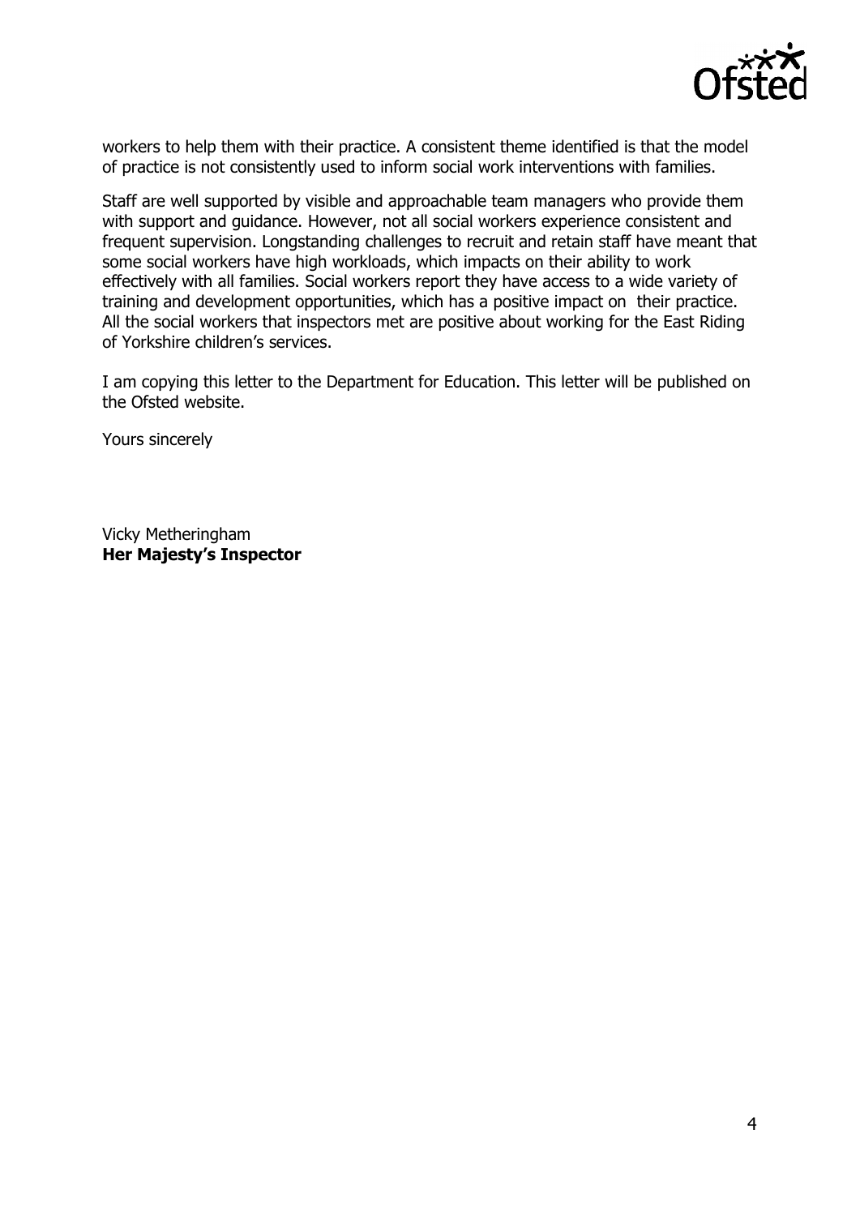workers to help them with their practice. A consistent theme identified is that the model of practice is not consistently used to inform social work interventions with families.

Staff are well supported by visible and approachable team managers who provide them with support and guidance. However, not all social workers experience consistent and frequent supervision. Longstanding challenges to recruit and retain staff have meant that some social workers have high workloads, which impacts on their ability to work effectively with all families. Social workers report they have access to a wide variety of training and development opportunities, which has a positive impact on their practice. All the social workers that inspectors met are positive about working for the East Riding of Yorkshire children's services.

I am copying this letter to the Department for Education. This letter will be published on the Ofsted website.

Yours sincerely

Vicky Metheringham
**Her Majesty's Inspector**